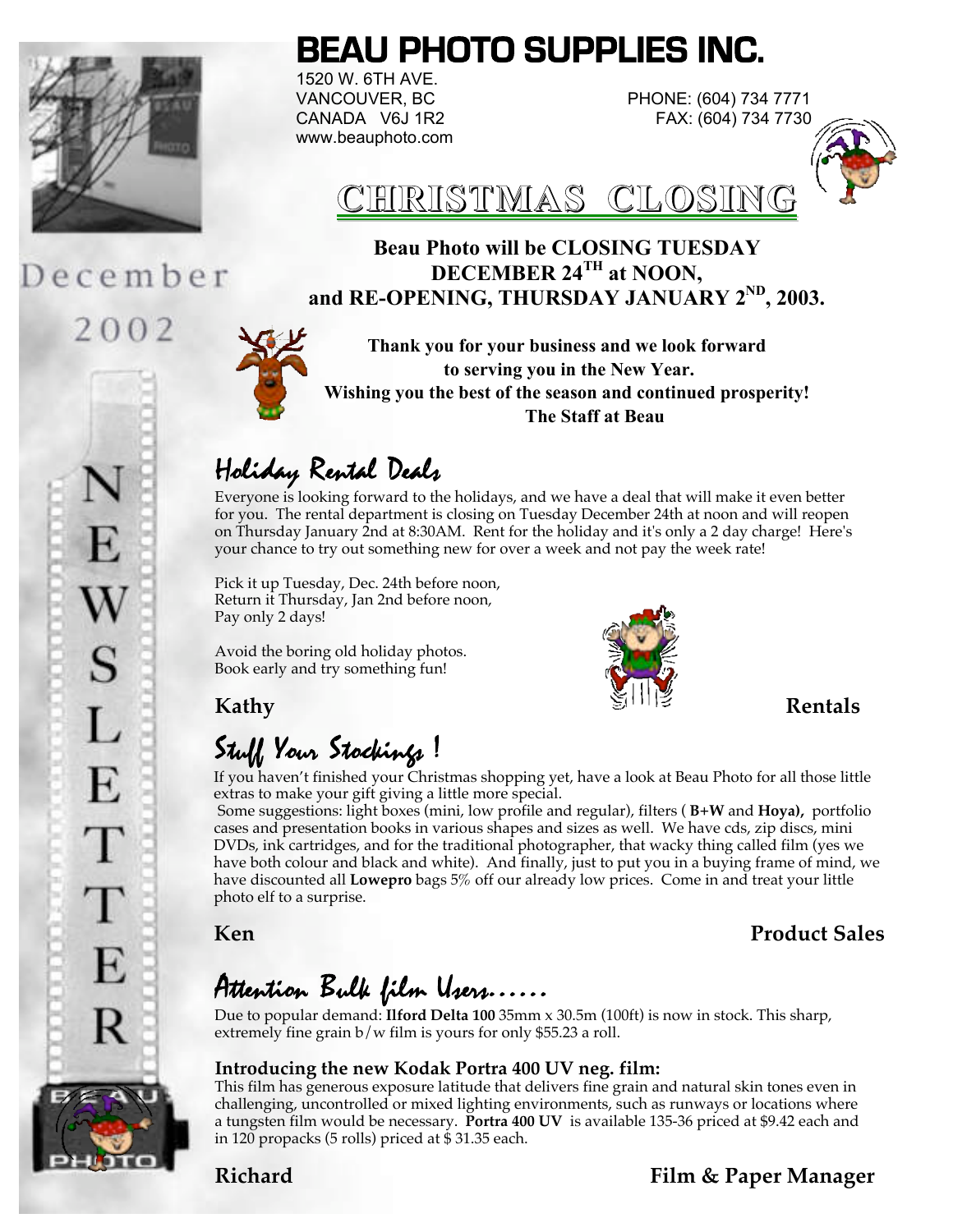# BEAU PHOTO SUPPLIES INC.

1520 W. 6TH AVE.
VANCOUVER, BC
CANADA V6J 1R2
www.beauphoto.com

PHONE: (604) 734 7771
FAX: (604) 734 7730

December 2002

NEWSLETTER

## CHRISTMAS CLOSING

**Beau Photo will be CLOSING TUESDAY DECEMBER 24TH at NOON, and RE-OPENING, THURSDAY JANUARY 2ND, 2003.**

**Thank you for your business and we look forward to serving you in the New Year.**
**Wishing you the best of the season and continued prosperity!**
**The Staff at Beau**

## Holiday Rental Deals

Everyone is looking forward to the holidays, and we have a deal that will make it even better for you. The rental department is closing on Tuesday December 24th at noon and will reopen on Thursday January 2nd at 8:30AM. Rent for the holiday and it's only a 2 day charge! Here's your chance to try out something new for over a week and not pay the week rate!

Pick it up Tuesday, Dec. 24th before noon,
Return it Thursday, Jan 2nd before noon,
Pay only 2 days!

Avoid the boring old holiday photos.
Book early and try something fun!

**Kathy** **Rentals**

## Stuff Your Stockings !

If you haven't finished your Christmas shopping yet, have a look at Beau Photo for all those little extras to make your gift giving a little more special.

Some suggestions: light boxes (mini, low profile and regular), filters ( **B+W** and **Hoya),** portfolio cases and presentation books in various shapes and sizes as well. We have cds, zip discs, mini DVDs, ink cartridges, and for the traditional photographer, that wacky thing called film (yes we have both colour and black and white). And finally, just to put you in a buying frame of mind, we have discounted all **Lowepro** bags 5% off our already low prices. Come in and treat your little photo elf to a surprise.

**Ken** **Product Sales**

## Attention Bulk film Users......

Due to popular demand: **Ilford Delta 100** 35mm x 30.5m (100ft) is now in stock. This sharp, extremely fine grain b/w film is yours for only $55.23 a roll.

**Introducing the new Kodak Portra 400 UV neg. film:**

This film has generous exposure latitude that delivers fine grain and natural skin tones even in challenging, uncontrolled or mixed lighting environments, such as runways or locations where a tungsten film would be necessary. **Portra 400 UV** is available 135-36 priced at $9.42 each and in 120 propacks (5 rolls) priced at $ 31.35 each.

**Richard** **Film & Paper Manager**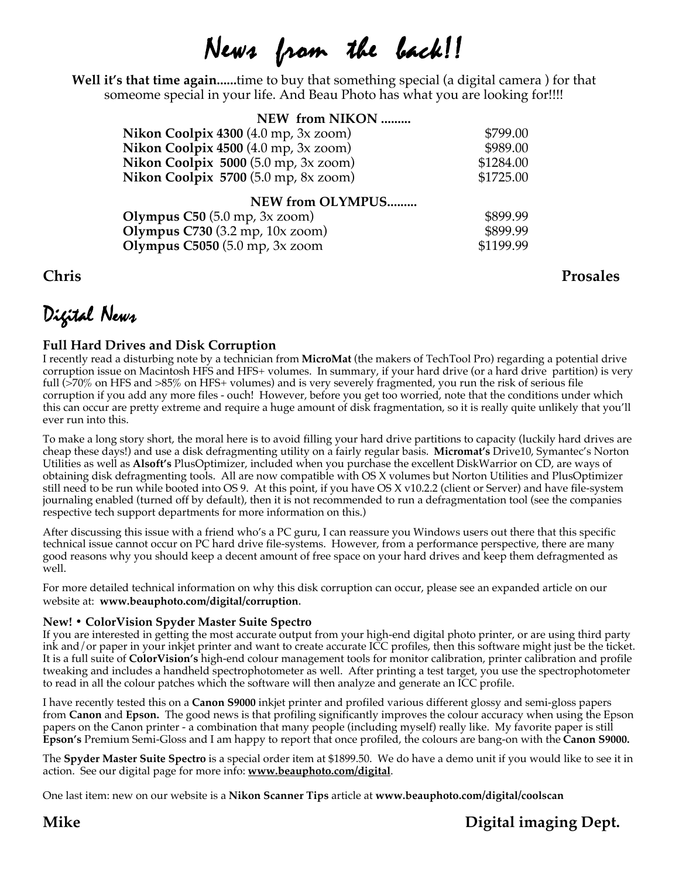# News from the back!!

**Well it's that time again......**time to buy that something special (a digital camera ) for that someome special in your life. And Beau Photo has what you are looking for!!!!

**NEW from NIKON .........**

| | |
|---|---|
| **Nikon Coolpix 4300** (4.0 mp, 3x zoom) | $799.00 |
| **Nikon Coolpix 4500** (4.0 mp, 3x zoom) | $989.00 |
| **Nikon Coolpix 5000** (5.0 mp, 3x zoom) | $1284.00 |
| **Nikon Coolpix 5700** (5.0 mp, 8x zoom) | $1725.00 |

**NEW from OLYMPUS.........**

| | |
|---|---|
| **Olympus C50** (5.0 mp, 3x zoom) | $899.99 |
| **Olympus C730** (3.2 mp, 10x zoom) | $899.99 |
| **Olympus C5050** (5.0 mp, 3x zoom | $1199.99 |

**Chris** **Prosales**

# Digital News

### Full Hard Drives and Disk Corruption

I recently read a disturbing note by a technician from **MicroMat** (the makers of TechTool Pro) regarding a potential drive corruption issue on Macintosh HFS and HFS+ volumes. In summary, if your hard drive (or a hard drive partition) is very full (>70% on HFS and >85% on HFS+ volumes) and is very severely fragmented, you run the risk of serious file corruption if you add any more files - ouch! However, before you get too worried, note that the conditions under which this can occur are pretty extreme and require a huge amount of disk fragmentation, so it is really quite unlikely that you'll ever run into this.

To make a long story short, the moral here is to avoid filling your hard drive partitions to capacity (luckily hard drives are cheap these days!) and use a disk defragmenting utility on a fairly regular basis. **Micromat's** Drive10, Symantec's Norton Utilities as well as **Alsoft's** PlusOptimizer, included when you purchase the excellent DiskWarrior on CD, are ways of obtaining disk defragmenting tools. All are now compatible with OS X volumes but Norton Utilities and PlusOptimizer still need to be run while booted into OS 9. At this point, if you have OS X v10.2.2 (client or Server) and have file-system journaling enabled (turned off by default), then it is not recommended to run a defragmentation tool (see the companies respective tech support departments for more information on this.)

After discussing this issue with a friend who's a PC guru, I can reassure you Windows users out there that this specific technical issue cannot occur on PC hard drive file-systems. However, from a performance perspective, there are many good reasons why you should keep a decent amount of free space on your hard drives and keep them defragmented as well.

For more detailed technical information on why this disk corruption can occur, please see an expanded article on our website at: **www.beauphoto.com/digital/corruption**.

### New! • ColorVision Spyder Master Suite Spectro

If you are interested in getting the most accurate output from your high-end digital photo printer, or are using third party ink and/or paper in your inkjet printer and want to create accurate ICC profiles, then this software might just be the ticket. It is a full suite of **ColorVision's** high-end colour management tools for monitor calibration, printer calibration and profile tweaking and includes a handheld spectrophotometer as well. After printing a test target, you use the spectrophotometer to read in all the colour patches which the software will then analyze and generate an ICC profile.

I have recently tested this on a **Canon S9000** inkjet printer and profiled various different glossy and semi-gloss papers from **Canon** and **Epson.** The good news is that profiling significantly improves the colour accuracy when using the Epson papers on the Canon printer - a combination that many people (including myself) really like. My favorite paper is still **Epson's** Premium Semi-Gloss and I am happy to report that once profiled, the colours are bang-on with the **Canon S9000.**

The **Spyder Master Suite Spectro** is a special order item at $1899.50. We do have a demo unit if you would like to see it in action. See our digital page for more info: **www.beauphoto.com/digital**.

One last item: new on our website is a **Nikon Scanner Tips** article at **www.beauphoto.com/digital/coolscan**

**Mike** **Digital imaging Dept.**